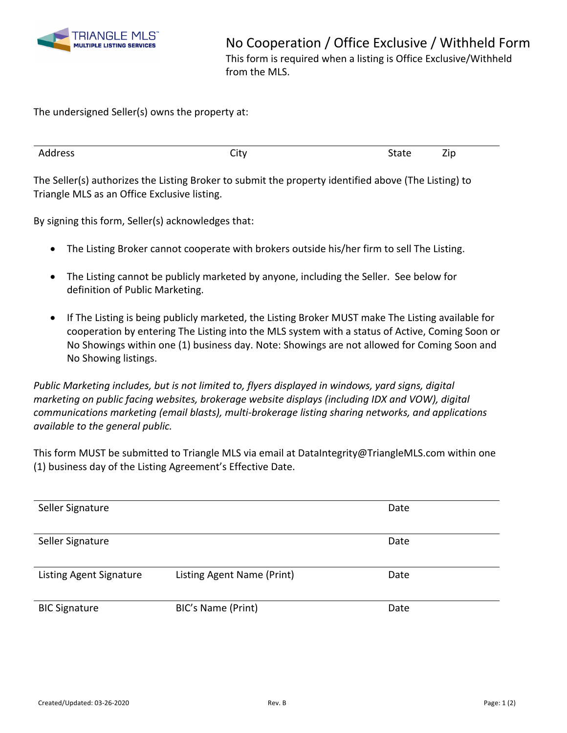TRIANGLE MLS™
MULTIPLE LISTING SERVICES

# No Cooperation / Office Exclusive / Withheld Form

This form is required when a listing is Office Exclusive/Withheld from the MLS.

The undersigned Seller(s) owns the property at:

| Address | City | State | Zip |
|---|---|---|---|

The Seller(s) authorizes the Listing Broker to submit the property identified above (The Listing) to Triangle MLS as an Office Exclusive listing.

By signing this form, Seller(s) acknowledges that:

- The Listing Broker cannot cooperate with brokers outside his/her firm to sell The Listing.
- The Listing cannot be publicly marketed by anyone, including the Seller. See below for definition of Public Marketing.
- If The Listing is being publicly marketed, the Listing Broker MUST make The Listing available for cooperation by entering The Listing into the MLS system with a status of Active, Coming Soon or No Showings within one (1) business day. Note: Showings are not allowed for Coming Soon and No Showing listings.

*Public Marketing includes, but is not limited to, flyers displayed in windows, yard signs, digital marketing on public facing websites, brokerage website displays (including IDX and VOW), digital communications marketing (email blasts), multi-brokerage listing sharing networks, and applications available to the general public.*

This form MUST be submitted to Triangle MLS via email at DataIntegrity@TriangleMLS.com within one (1) business day of the Listing Agreement's Effective Date.

| Seller Signature | | Date |
|---|---|---|
| Seller Signature | | Date |
| Listing Agent Signature | Listing Agent Name (Print) | Date |
| BIC Signature | BIC's Name (Print) | Date |

Created/Updated: 03-26-2020 Rev. B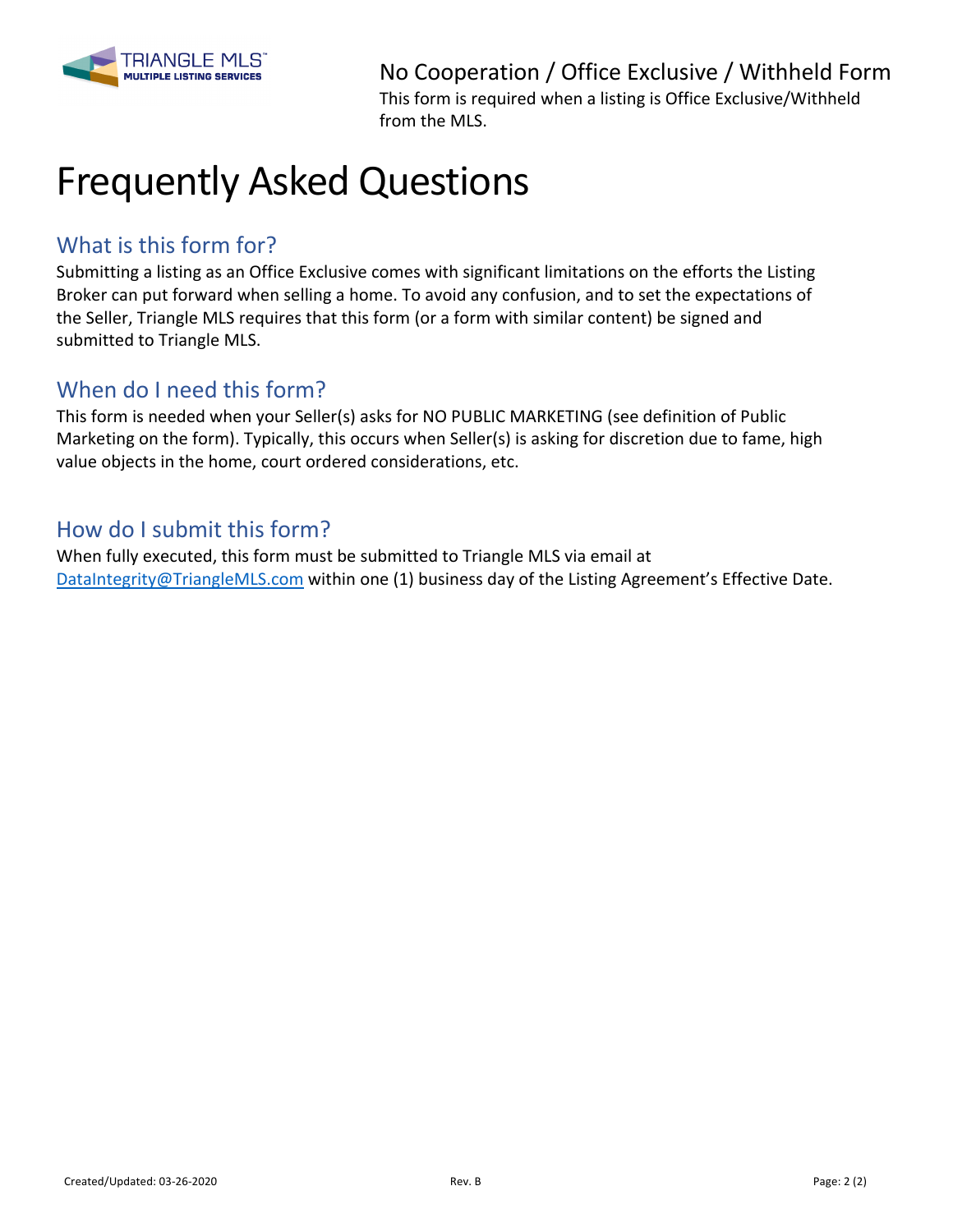# Frequently Asked Questions

## What is this form for?

Submitting a listing as an Office Exclusive comes with significant limitations on the efforts the Listing Broker can put forward when selling a home. To avoid any confusion, and to set the expectations of the Seller, Triangle MLS requires that this form (or a form with similar content) be signed and submitted to Triangle MLS.

## When do I need this form?

This form is needed when your Seller(s) asks for NO PUBLIC MARKETING (see definition of Public Marketing on the form). Typically, this occurs when Seller(s) is asking for discretion due to fame, high value objects in the home, court ordered considerations, etc.

## How do I submit this form?

When fully executed, this form must be submitted to Triangle MLS via email at DataIntegrity@TriangleMLS.com within one (1) business day of the Listing Agreement's Effective Date.